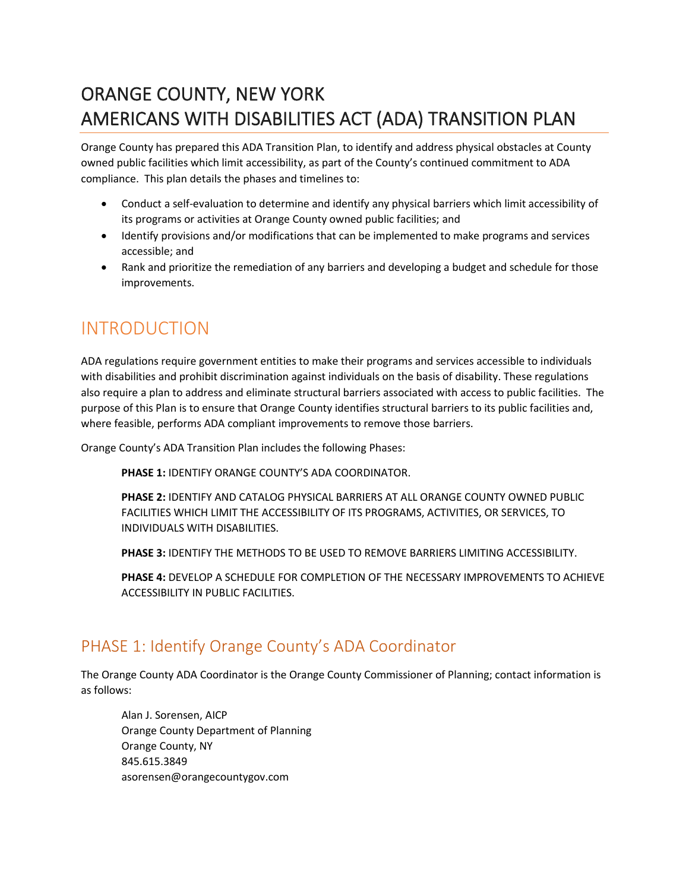# ORANGE COUNTY, NEW YORK
# AMERICANS WITH DISABILITIES ACT (ADA) TRANSITION PLAN

Orange County has prepared this ADA Transition Plan, to identify and address physical obstacles at County owned public facilities which limit accessibility, as part of the County's continued commitment to ADA compliance. This plan details the phases and timelines to:

- Conduct a self-evaluation to determine and identify any physical barriers which limit accessibility of its programs or activities at Orange County owned public facilities; and
- Identify provisions and/or modifications that can be implemented to make programs and services accessible; and
- Rank and prioritize the remediation of any barriers and developing a budget and schedule for those improvements.

## INTRODUCTION

ADA regulations require government entities to make their programs and services accessible to individuals with disabilities and prohibit discrimination against individuals on the basis of disability. These regulations also require a plan to address and eliminate structural barriers associated with access to public facilities. The purpose of this Plan is to ensure that Orange County identifies structural barriers to its public facilities and, where feasible, performs ADA compliant improvements to remove those barriers.

Orange County's ADA Transition Plan includes the following Phases:

**PHASE 1:** IDENTIFY ORANGE COUNTY'S ADA COORDINATOR.

**PHASE 2:** IDENTIFY AND CATALOG PHYSICAL BARRIERS AT ALL ORANGE COUNTY OWNED PUBLIC FACILITIES WHICH LIMIT THE ACCESSIBILITY OF ITS PROGRAMS, ACTIVITIES, OR SERVICES, TO INDIVIDUALS WITH DISABILITIES.

**PHASE 3:** IDENTIFY THE METHODS TO BE USED TO REMOVE BARRIERS LIMITING ACCESSIBILITY.

**PHASE 4:** DEVELOP A SCHEDULE FOR COMPLETION OF THE NECESSARY IMPROVEMENTS TO ACHIEVE ACCESSIBILITY IN PUBLIC FACILITIES.

## PHASE 1: Identify Orange County's ADA Coordinator

The Orange County ADA Coordinator is the Orange County Commissioner of Planning; contact information is as follows:

Alan J. Sorensen, AICP
Orange County Department of Planning
Orange County, NY
845.615.3849
asorensen@orangecountygov.com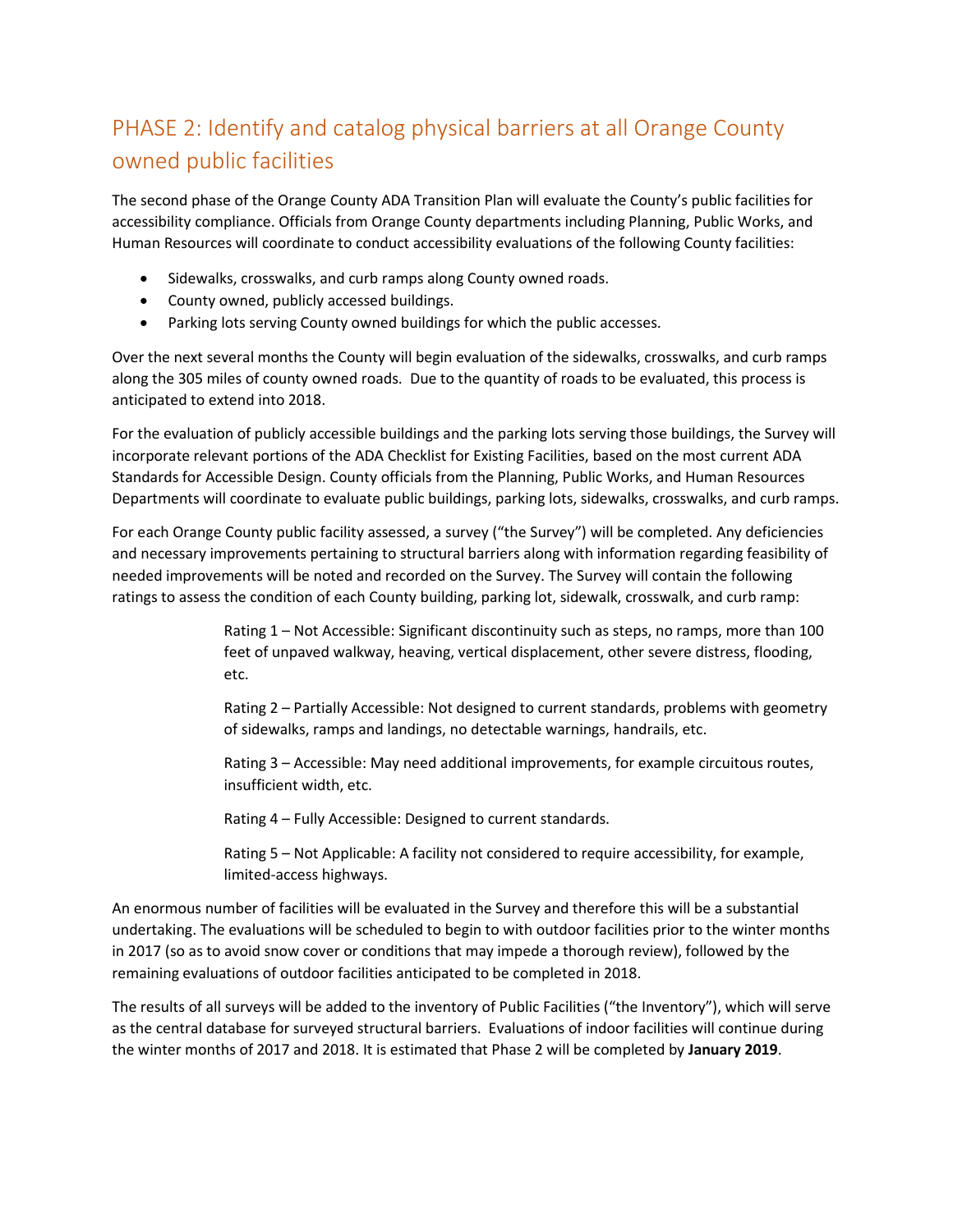## PHASE 2: Identify and catalog physical barriers at all Orange County owned public facilities

The second phase of the Orange County ADA Transition Plan will evaluate the County's public facilities for accessibility compliance. Officials from Orange County departments including Planning, Public Works, and Human Resources will coordinate to conduct accessibility evaluations of the following County facilities:

- Sidewalks, crosswalks, and curb ramps along County owned roads.
- County owned, publicly accessed buildings.
- Parking lots serving County owned buildings for which the public accesses.

Over the next several months the County will begin evaluation of the sidewalks, crosswalks, and curb ramps along the 305 miles of county owned roads. Due to the quantity of roads to be evaluated, this process is anticipated to extend into 2018.

For the evaluation of publicly accessible buildings and the parking lots serving those buildings, the Survey will incorporate relevant portions of the ADA Checklist for Existing Facilities, based on the most current ADA Standards for Accessible Design. County officials from the Planning, Public Works, and Human Resources Departments will coordinate to evaluate public buildings, parking lots, sidewalks, crosswalks, and curb ramps.

For each Orange County public facility assessed, a survey ("the Survey") will be completed. Any deficiencies and necessary improvements pertaining to structural barriers along with information regarding feasibility of needed improvements will be noted and recorded on the Survey. The Survey will contain the following ratings to assess the condition of each County building, parking lot, sidewalk, crosswalk, and curb ramp:

> Rating 1 – Not Accessible: Significant discontinuity such as steps, no ramps, more than 100 feet of unpaved walkway, heaving, vertical displacement, other severe distress, flooding, etc.
>
> Rating 2 – Partially Accessible: Not designed to current standards, problems with geometry of sidewalks, ramps and landings, no detectable warnings, handrails, etc.
>
> Rating 3 – Accessible: May need additional improvements, for example circuitous routes, insufficient width, etc.
>
> Rating 4 – Fully Accessible: Designed to current standards.
>
> Rating 5 – Not Applicable: A facility not considered to require accessibility, for example, limited-access highways.

An enormous number of facilities will be evaluated in the Survey and therefore this will be a substantial undertaking. The evaluations will be scheduled to begin to with outdoor facilities prior to the winter months in 2017 (so as to avoid snow cover or conditions that may impede a thorough review), followed by the remaining evaluations of outdoor facilities anticipated to be completed in 2018.

The results of all surveys will be added to the inventory of Public Facilities ("the Inventory"), which will serve as the central database for surveyed structural barriers. Evaluations of indoor facilities will continue during the winter months of 2017 and 2018. It is estimated that Phase 2 will be completed by **January 2019**.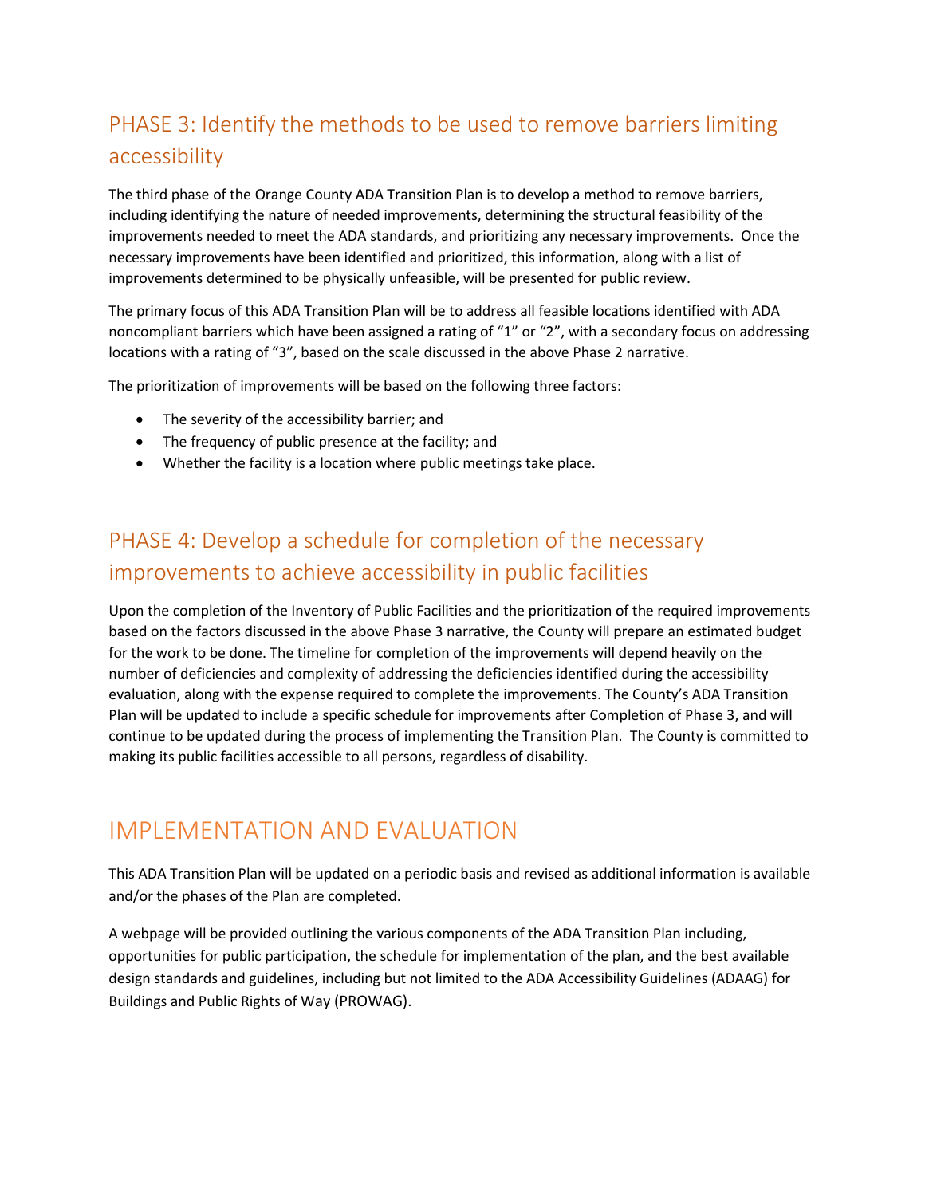## PHASE 3: Identify the methods to be used to remove barriers limiting accessibility

The third phase of the Orange County ADA Transition Plan is to develop a method to remove barriers, including identifying the nature of needed improvements, determining the structural feasibility of the improvements needed to meet the ADA standards, and prioritizing any necessary improvements. Once the necessary improvements have been identified and prioritized, this information, along with a list of improvements determined to be physically unfeasible, will be presented for public review.

The primary focus of this ADA Transition Plan will be to address all feasible locations identified with ADA noncompliant barriers which have been assigned a rating of "1" or "2", with a secondary focus on addressing locations with a rating of "3", based on the scale discussed in the above Phase 2 narrative.

The prioritization of improvements will be based on the following three factors:

- The severity of the accessibility barrier; and
- The frequency of public presence at the facility; and
- Whether the facility is a location where public meetings take place.

## PHASE 4: Develop a schedule for completion of the necessary improvements to achieve accessibility in public facilities

Upon the completion of the Inventory of Public Facilities and the prioritization of the required improvements based on the factors discussed in the above Phase 3 narrative, the County will prepare an estimated budget for the work to be done. The timeline for completion of the improvements will depend heavily on the number of deficiencies and complexity of addressing the deficiencies identified during the accessibility evaluation, along with the expense required to complete the improvements. The County's ADA Transition Plan will be updated to include a specific schedule for improvements after Completion of Phase 3, and will continue to be updated during the process of implementing the Transition Plan. The County is committed to making its public facilities accessible to all persons, regardless of disability.

## IMPLEMENTATION AND EVALUATION

This ADA Transition Plan will be updated on a periodic basis and revised as additional information is available and/or the phases of the Plan are completed.

A webpage will be provided outlining the various components of the ADA Transition Plan including, opportunities for public participation, the schedule for implementation of the plan, and the best available design standards and guidelines, including but not limited to the ADA Accessibility Guidelines (ADAAG) for Buildings and Public Rights of Way (PROWAG).